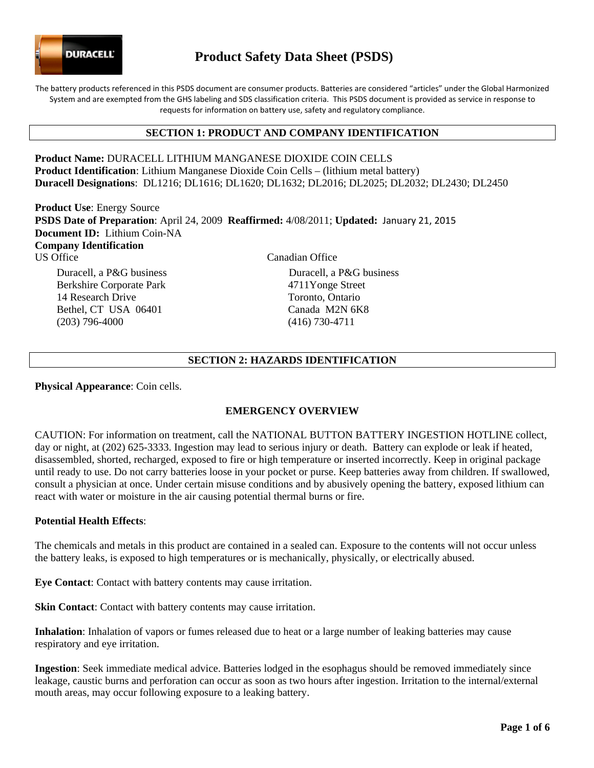# Product Safety Data Sheet (PSDS)

The battery products referenced in this PSDS document are consumer products. Batteries are considered "articles" under the Global Harmonized System and are exempted from the GHS labeling and SDS classification criteria. This PSDS document is provided as service in response to requests for information on battery use, safety and regulatory compliance.

## SECTION 1: PRODUCT AND COMPANY IDENTIFICATION

**Product Name:** DURACELL LITHIUM MANGANESE DIOXIDE COIN CELLS
**Product Identification**: Lithium Manganese Dioxide Coin Cells – (lithium metal battery)
**Duracell Designations**: DL1216; DL1616; DL1620; DL1632; DL2016; DL2025; DL2032; DL2430; DL2450

**Product Use**: Energy Source
**PSDS Date of Preparation**: April 24, 2009 **Reaffirmed:** 4/08/2011; **Updated:** January 21, 2015
**Document ID:** Lithium Coin-NA
**Company Identification**

US Office

Duracell, a P&G business
Berkshire Corporate Park
14 Research Drive
Bethel, CT USA 06401
(203) 796-4000

Canadian Office

Duracell, a P&G business
4711Yonge Street
Toronto, Ontario
Canada M2N 6K8
(416) 730-4711

## SECTION 2: HAZARDS IDENTIFICATION

**Physical Appearance**: Coin cells.

### EMERGENCY OVERVIEW

CAUTION: For information on treatment, call the NATIONAL BUTTON BATTERY INGESTION HOTLINE collect, day or night, at (202) 625-3333. Ingestion may lead to serious injury or death. Battery can explode or leak if heated, disassembled, shorted, recharged, exposed to fire or high temperature or inserted incorrectly. Keep in original package until ready to use. Do not carry batteries loose in your pocket or purse. Keep batteries away from children. If swallowed, consult a physician at once. Under certain misuse conditions and by abusively opening the battery, exposed lithium can react with water or moisture in the air causing potential thermal burns or fire.

**Potential Health Effects**:

The chemicals and metals in this product are contained in a sealed can. Exposure to the contents will not occur unless the battery leaks, is exposed to high temperatures or is mechanically, physically, or electrically abused.

**Eye Contact**: Contact with battery contents may cause irritation.

**Skin Contact**: Contact with battery contents may cause irritation.

**Inhalation**: Inhalation of vapors or fumes released due to heat or a large number of leaking batteries may cause respiratory and eye irritation.

**Ingestion**: Seek immediate medical advice. Batteries lodged in the esophagus should be removed immediately since leakage, caustic burns and perforation can occur as soon as two hours after ingestion. Irritation to the internal/external mouth areas, may occur following exposure to a leaking battery.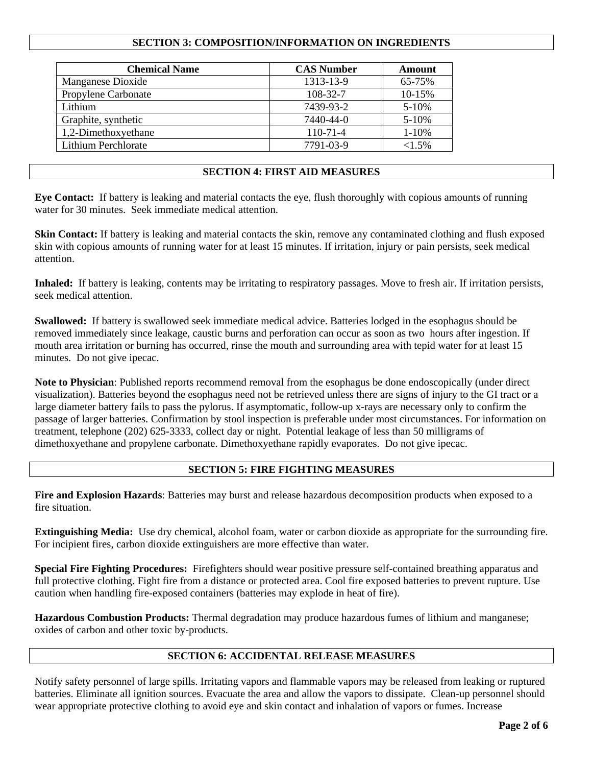## SECTION 3: COMPOSITION/INFORMATION ON INGREDIENTS

| Chemical Name | CAS Number | Amount |
|---|---|---|
| Manganese Dioxide | 1313-13-9 | 65-75% |
| Propylene Carbonate | 108-32-7 | 10-15% |
| Lithium | 7439-93-2 | 5-10% |
| Graphite, synthetic | 7440-44-0 | 5-10% |
| 1,2-Dimethoxyethane | 110-71-4 | 1-10% |
| Lithium Perchlorate | 7791-03-9 | <1.5% |

## SECTION 4: FIRST AID MEASURES

**Eye Contact:** If battery is leaking and material contacts the eye, flush thoroughly with copious amounts of running water for 30 minutes. Seek immediate medical attention.

**Skin Contact:** If battery is leaking and material contacts the skin, remove any contaminated clothing and flush exposed skin with copious amounts of running water for at least 15 minutes. If irritation, injury or pain persists, seek medical attention.

**Inhaled:** If battery is leaking, contents may be irritating to respiratory passages. Move to fresh air. If irritation persists, seek medical attention.

**Swallowed:** If battery is swallowed seek immediate medical advice. Batteries lodged in the esophagus should be removed immediately since leakage, caustic burns and perforation can occur as soon as two hours after ingestion. If mouth area irritation or burning has occurred, rinse the mouth and surrounding area with tepid water for at least 15 minutes. Do not give ipecac.

**Note to Physician**: Published reports recommend removal from the esophagus be done endoscopically (under direct visualization). Batteries beyond the esophagus need not be retrieved unless there are signs of injury to the GI tract or a large diameter battery fails to pass the pylorus. If asymptomatic, follow-up x-rays are necessary only to confirm the passage of larger batteries. Confirmation by stool inspection is preferable under most circumstances. For information on treatment, telephone (202) 625-3333, collect day or night. Potential leakage of less than 50 milligrams of dimethoxyethane and propylene carbonate. Dimethoxyethane rapidly evaporates. Do not give ipecac.

## SECTION 5: FIRE FIGHTING MEASURES

**Fire and Explosion Hazards**: Batteries may burst and release hazardous decomposition products when exposed to a fire situation.

**Extinguishing Media:** Use dry chemical, alcohol foam, water or carbon dioxide as appropriate for the surrounding fire. For incipient fires, carbon dioxide extinguishers are more effective than water.

**Special Fire Fighting Procedures:** Firefighters should wear positive pressure self-contained breathing apparatus and full protective clothing. Fight fire from a distance or protected area. Cool fire exposed batteries to prevent rupture. Use caution when handling fire-exposed containers (batteries may explode in heat of fire).

**Hazardous Combustion Products:** Thermal degradation may produce hazardous fumes of lithium and manganese; oxides of carbon and other toxic by-products.

## SECTION 6: ACCIDENTAL RELEASE MEASURES

Notify safety personnel of large spills. Irritating vapors and flammable vapors may be released from leaking or ruptured batteries. Eliminate all ignition sources. Evacuate the area and allow the vapors to dissipate. Clean-up personnel should wear appropriate protective clothing to avoid eye and skin contact and inhalation of vapors or fumes. Increase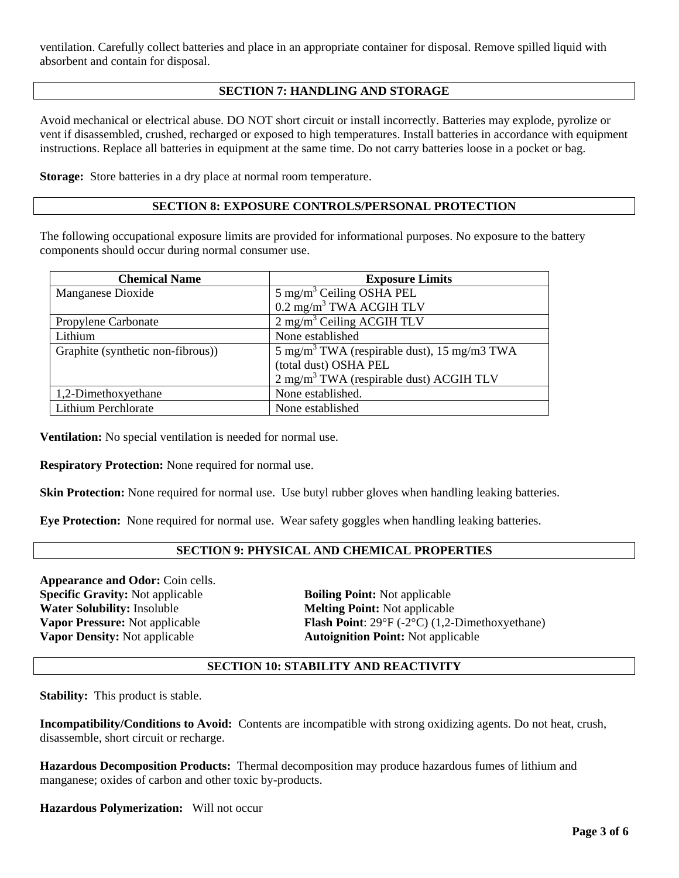ventilation. Carefully collect batteries and place in an appropriate container for disposal. Remove spilled liquid with absorbent and contain for disposal.

## SECTION 7: HANDLING AND STORAGE

Avoid mechanical or electrical abuse. DO NOT short circuit or install incorrectly. Batteries may explode, pyrolize or vent if disassembled, crushed, recharged or exposed to high temperatures. Install batteries in accordance with equipment instructions. Replace all batteries in equipment at the same time. Do not carry batteries loose in a pocket or bag.

**Storage:** Store batteries in a dry place at normal room temperature.

## SECTION 8: EXPOSURE CONTROLS/PERSONAL PROTECTION

The following occupational exposure limits are provided for informational purposes. No exposure to the battery components should occur during normal consumer use.

| Chemical Name | Exposure Limits |
| --- | --- |
| Manganese Dioxide | 5 mg/m$^3$ Ceiling OSHA PEL<br>0.2 mg/m$^3$ TWA ACGIH TLV |
| Propylene Carbonate | 2 mg/m$^3$ Ceiling ACGIH TLV |
| Lithium | None established |
| Graphite (synthetic non-fibrous)) | 5 mg/m$^3$ TWA (respirable dust), 15 mg/m3 TWA (total dust) OSHA PEL<br>2 mg/m$^3$ TWA (respirable dust) ACGIH TLV |
| 1,2-Dimethoxyethane | None established. |
| Lithium Perchlorate | None established |

**Ventilation:** No special ventilation is needed for normal use.

**Respiratory Protection:** None required for normal use.

**Skin Protection:** None required for normal use. Use butyl rubber gloves when handling leaking batteries.

**Eye Protection:** None required for normal use. Wear safety goggles when handling leaking batteries.

## SECTION 9: PHYSICAL AND CHEMICAL PROPERTIES

**Appearance and Odor:** Coin cells.
**Specific Gravity:** Not applicable
**Water Solubility:** Insoluble
**Vapor Pressure:** Not applicable
**Vapor Density:** Not applicable
**Boiling Point:** Not applicable
**Melting Point:** Not applicable
**Flash Point**: 29°F (-2°C) (1,2-Dimethoxyethane)
**Autoignition Point:** Not applicable

## SECTION 10: STABILITY AND REACTIVITY

**Stability:** This product is stable.

**Incompatibility/Conditions to Avoid:** Contents are incompatible with strong oxidizing agents. Do not heat, crush, disassemble, short circuit or recharge.

**Hazardous Decomposition Products:** Thermal decomposition may produce hazardous fumes of lithium and manganese; oxides of carbon and other toxic by-products.

**Hazardous Polymerization:** Will not occur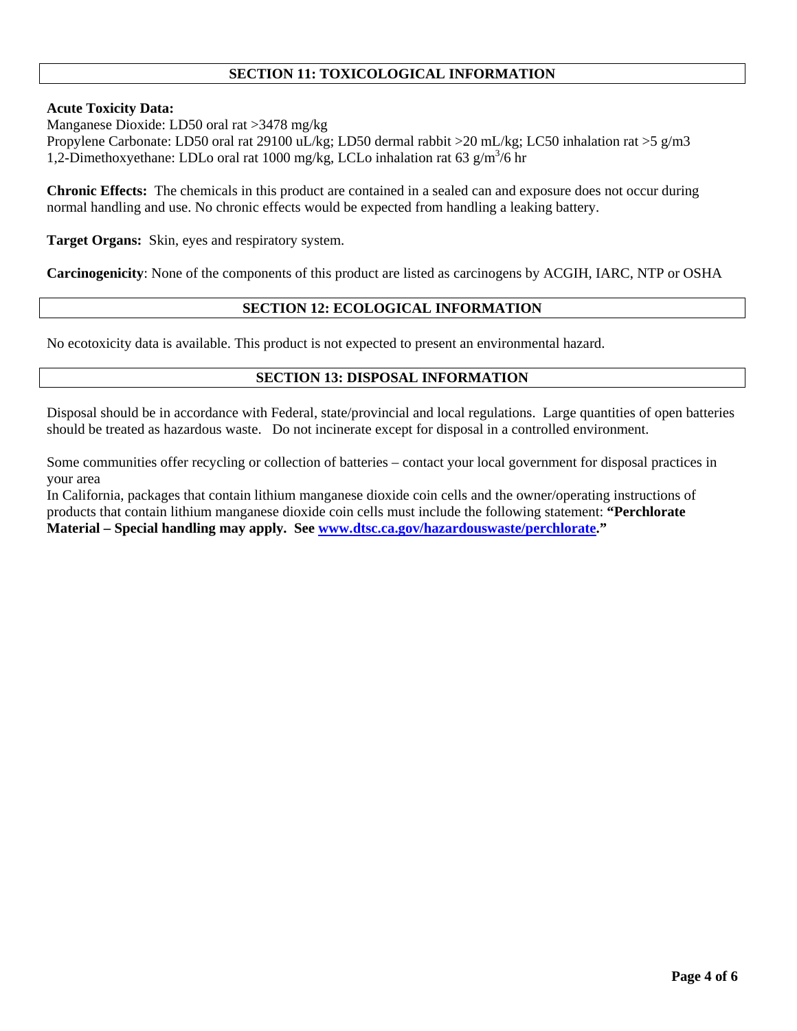## SECTION 11: TOXICOLOGICAL INFORMATION

**Acute Toxicity Data:**
Manganese Dioxide: LD50 oral rat >3478 mg/kg
Propylene Carbonate: LD50 oral rat 29100 uL/kg; LD50 dermal rabbit >20 mL/kg; LC50 inhalation rat >5 g/m3
1,2-Dimethoxyethane: LDLo oral rat 1000 mg/kg, LCLo inhalation rat 63 $g/m^3$/6 hr

**Chronic Effects:** The chemicals in this product are contained in a sealed can and exposure does not occur during normal handling and use. No chronic effects would be expected from handling a leaking battery.

**Target Organs:** Skin, eyes and respiratory system.

**Carcinogenicity**: None of the components of this product are listed as carcinogens by ACGIH, IARC, NTP or OSHA

## SECTION 12: ECOLOGICAL INFORMATION

No ecotoxicity data is available. This product is not expected to present an environmental hazard.

## SECTION 13: DISPOSAL INFORMATION

Disposal should be in accordance with Federal, state/provincial and local regulations. Large quantities of open batteries should be treated as hazardous waste. Do not incinerate except for disposal in a controlled environment.

Some communities offer recycling or collection of batteries – contact your local government for disposal practices in your area
In California, packages that contain lithium manganese dioxide coin cells and the owner/operating instructions of products that contain lithium manganese dioxide coin cells must include the following statement: **"Perchlorate Material – Special handling may apply. See [www.dtsc.ca.gov/hazardouswaste/perchlorate](http://www.dtsc.ca.gov/hazardouswaste/perchlorate)."**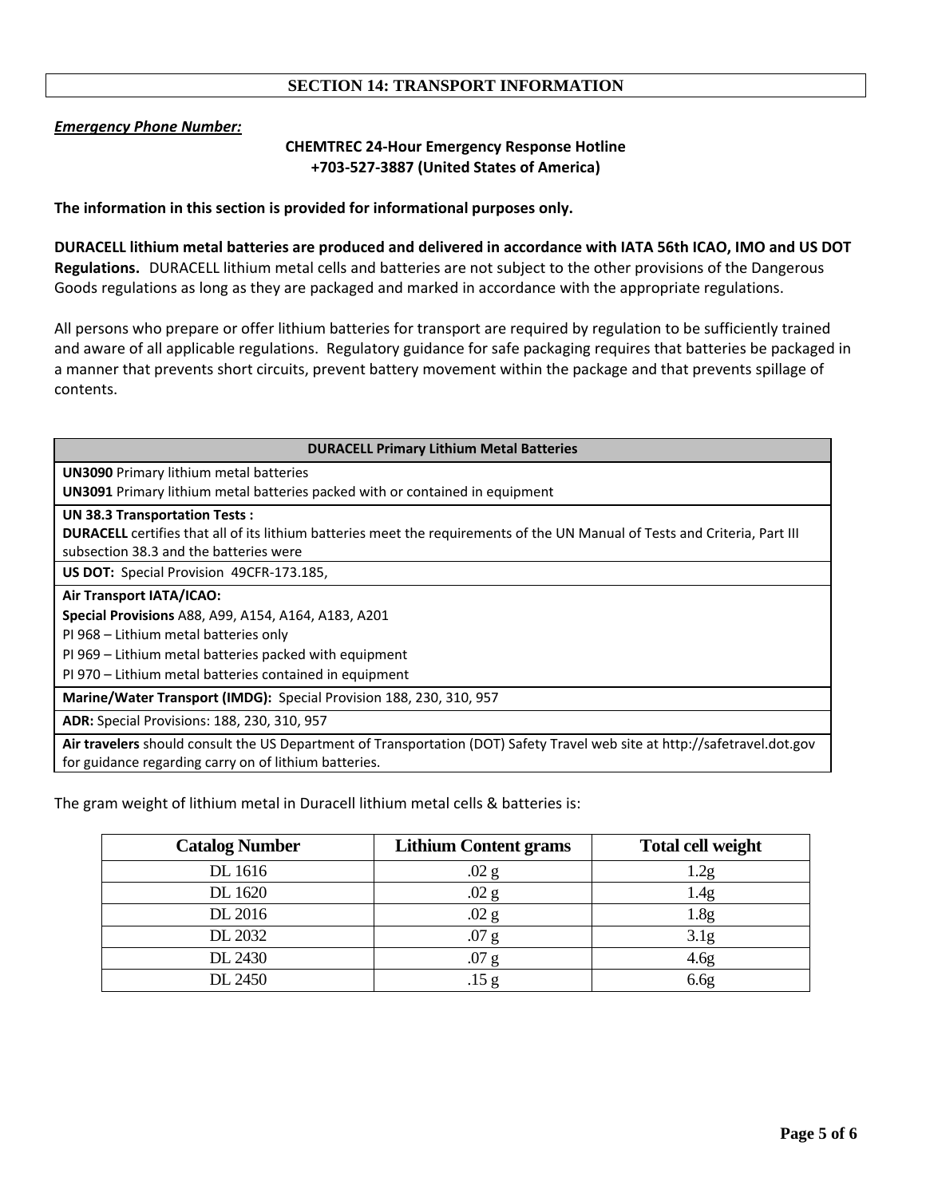## SECTION 14: TRANSPORT INFORMATION

***Emergency Phone Number:***

**CHEMTREC 24-Hour Emergency Response Hotline**
**+703-527-3887 (United States of America)**

**The information in this section is provided for informational purposes only.**

**DURACELL lithium metal batteries are produced and delivered in accordance with IATA 56th ICAO, IMO and US DOT Regulations.** DURACELL lithium metal cells and batteries are not subject to the other provisions of the Dangerous Goods regulations as long as they are packaged and marked in accordance with the appropriate regulations.

All persons who prepare or offer lithium batteries for transport are required by regulation to be sufficiently trained and aware of all applicable regulations. Regulatory guidance for safe packaging requires that batteries be packaged in a manner that prevents short circuits, prevent battery movement within the package and that prevents spillage of contents.

| DURACELL Primary Lithium Metal Batteries |
|---|
| **UN3090** Primary lithium metal batteries<br>**UN3091** Primary lithium metal batteries packed with or contained in equipment |
| **UN 38.3 Transportation Tests :**<br>**DURACELL** certifies that all of its lithium batteries meet the requirements of the UN Manual of Tests and Criteria, Part III subsection 38.3 and the batteries were |
| **US DOT:** Special Provision 49CFR-173.185, |
| **Air Transport IATA/ICAO:**<br>**Special Provisions** A88, A99, A154, A164, A183, A201<br>PI 968 – Lithium metal batteries only<br>PI 969 – Lithium metal batteries packed with equipment<br>PI 970 – Lithium metal batteries contained in equipment |
| **Marine/Water Transport (IMDG):** Special Provision 188, 230, 310, 957 |
| **ADR:** Special Provisions: 188, 230, 310, 957 |
| **Air travelers** should consult the US Department of Transportation (DOT) Safety Travel web site at http://safetravel.dot.gov for guidance regarding carry on of lithium batteries. |

The gram weight of lithium metal in Duracell lithium metal cells & batteries is:

| Catalog Number | Lithium Content grams | Total cell weight |
|---|---|---|
| DL 1616 | .02 g | 1.2g |
| DL 1620 | .02 g | 1.4g |
| DL 2016 | .02 g | 1.8g |
| DL 2032 | .07 g | 3.1g |
| DL 2430 | .07 g | 4.6g |
| DL 2450 | .15 g | 6.6g |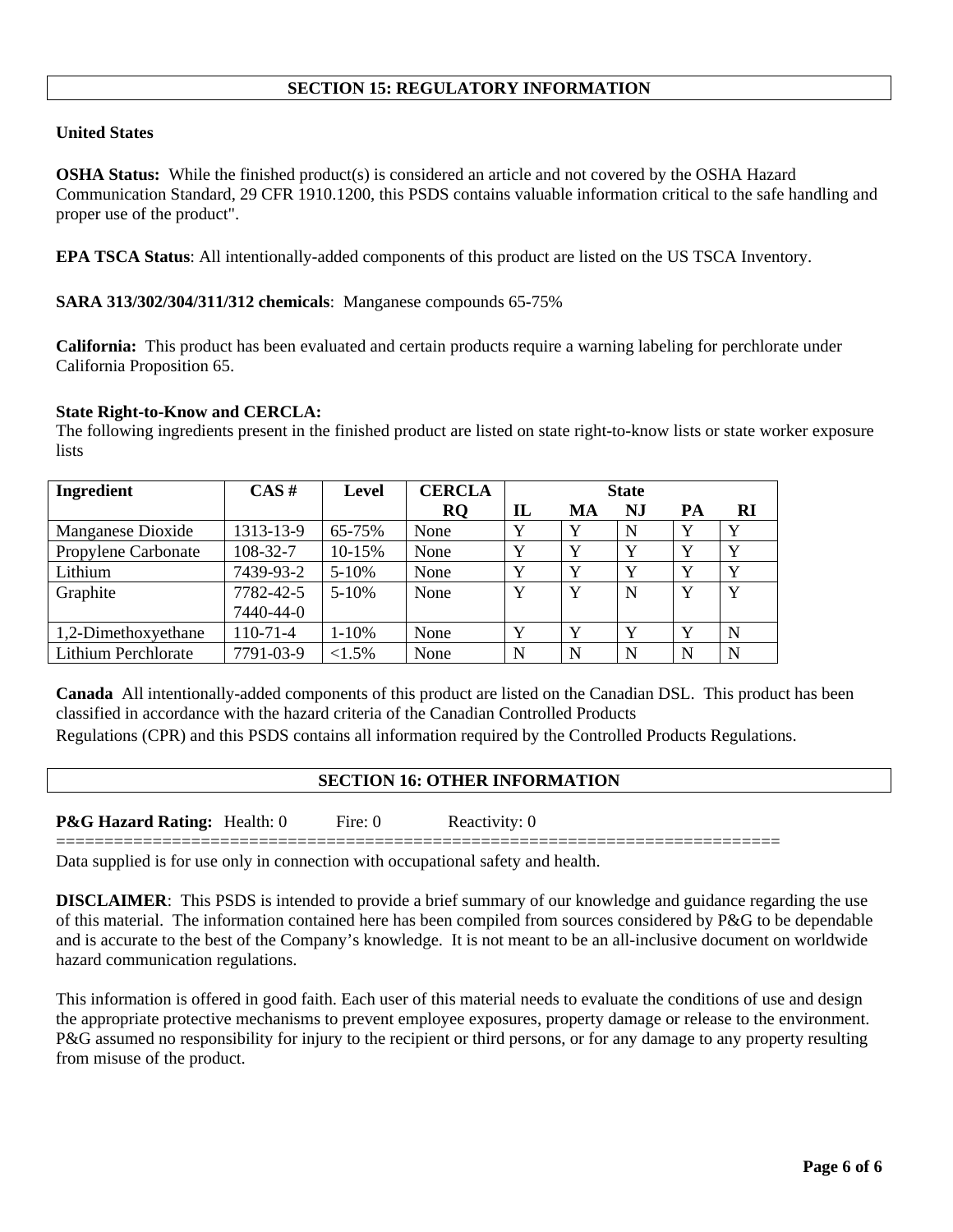## SECTION 15: REGULATORY INFORMATION

**United States**

**OSHA Status:** While the finished product(s) is considered an article and not covered by the OSHA Hazard Communication Standard, 29 CFR 1910.1200, this PSDS contains valuable information critical to the safe handling and proper use of the product".

**EPA TSCA Status**: All intentionally-added components of this product are listed on the US TSCA Inventory.

**SARA 313/302/304/311/312 chemicals**: Manganese compounds 65-75%

**California:** This product has been evaluated and certain products require a warning labeling for perchlorate under California Proposition 65.

**State Right-to-Know and CERCLA:**
The following ingredients present in the finished product are listed on state right-to-know lists or state worker exposure lists

| Ingredient | CAS # | Level | CERCLA RQ | State | | | | |
|---|---|---|---|---|---|---|---|---|
| | | | | IL | MA | NJ | PA | RI |
| Manganese Dioxide | 1313-13-9 | 65-75% | None | Y | Y | N | Y | Y |
| Propylene Carbonate | 108-32-7 | 10-15% | None | Y | Y | Y | Y | Y |
| Lithium | 7439-93-2 | 5-10% | None | Y | Y | Y | Y | Y |
| Graphite | 7782-42-5 7440-44-0 | 5-10% | None | Y | Y | N | Y | Y |
| 1,2-Dimethoxyethane | 110-71-4 | 1-10% | None | Y | Y | Y | Y | N |
| Lithium Perchlorate | 7791-03-9 | <1.5% | None | N | N | N | N | N |

**Canada** All intentionally-added components of this product are listed on the Canadian DSL. This product has been classified in accordance with the hazard criteria of the Canadian Controlled Products Regulations (CPR) and this PSDS contains all information required by the Controlled Products Regulations.

## SECTION 16: OTHER INFORMATION

**P&G Hazard Rating:** Health: 0 Fire: 0 Reactivity: 0

==========================================================================

Data supplied is for use only in connection with occupational safety and health.

**DISCLAIMER**: This PSDS is intended to provide a brief summary of our knowledge and guidance regarding the use of this material. The information contained here has been compiled from sources considered by P&G to be dependable and is accurate to the best of the Company's knowledge. It is not meant to be an all-inclusive document on worldwide hazard communication regulations.

This information is offered in good faith. Each user of this material needs to evaluate the conditions of use and design the appropriate protective mechanisms to prevent employee exposures, property damage or release to the environment. P&G assumed no responsibility for injury to the recipient or third persons, or for any damage to any property resulting from misuse of the product.